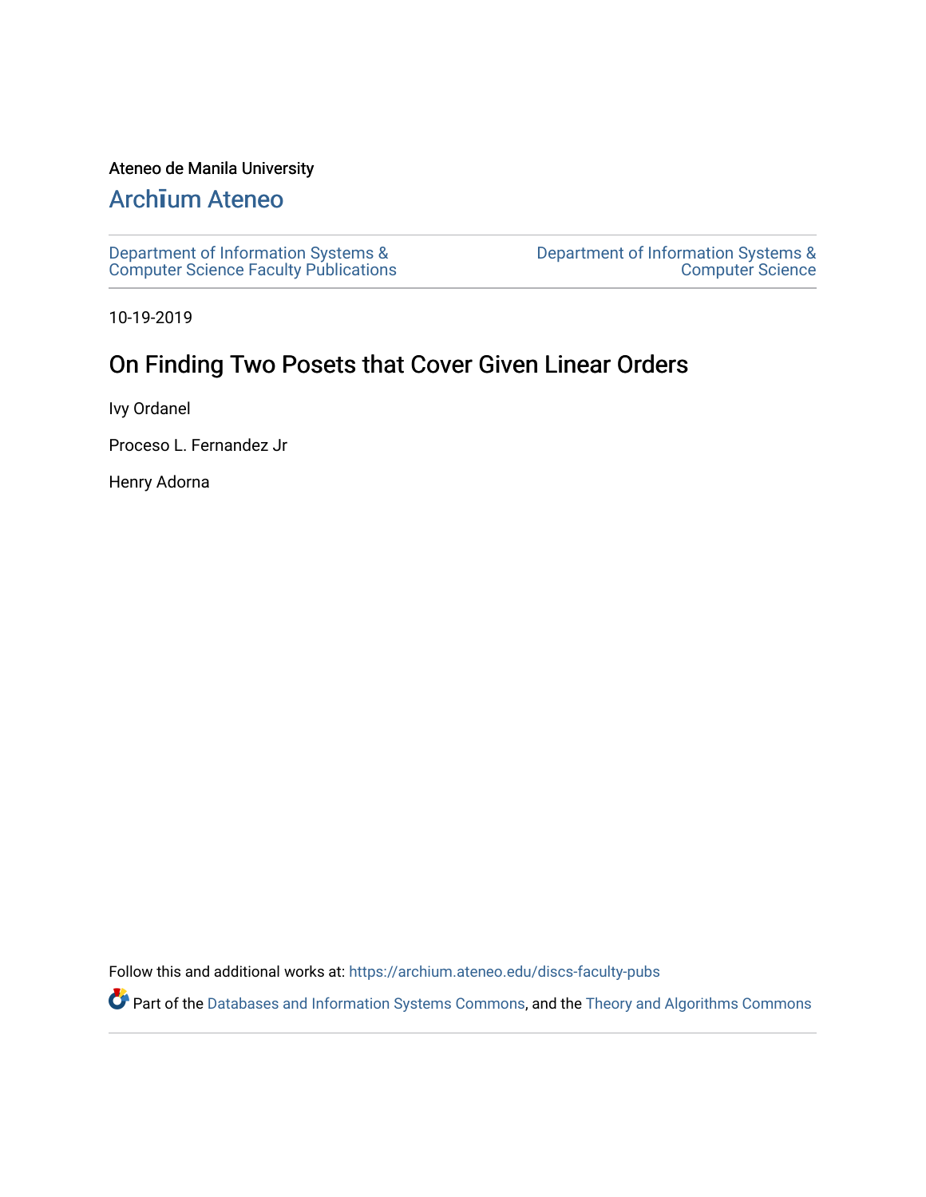Ateneo de Manila University

# Archīum Ateneo

Department of Information Systems & Computer Science Faculty Publications

Department of Information Systems & Computer Science

10-19-2019

## On Finding Two Posets that Cover Given Linear Orders

Ivy Ordanel

Proceso L. Fernandez Jr

Henry Adorna

Follow this and additional works at: https://archium.ateneo.edu/discs-faculty-pubs

Part of the Databases and Information Systems Commons, and the Theory and Algorithms Commons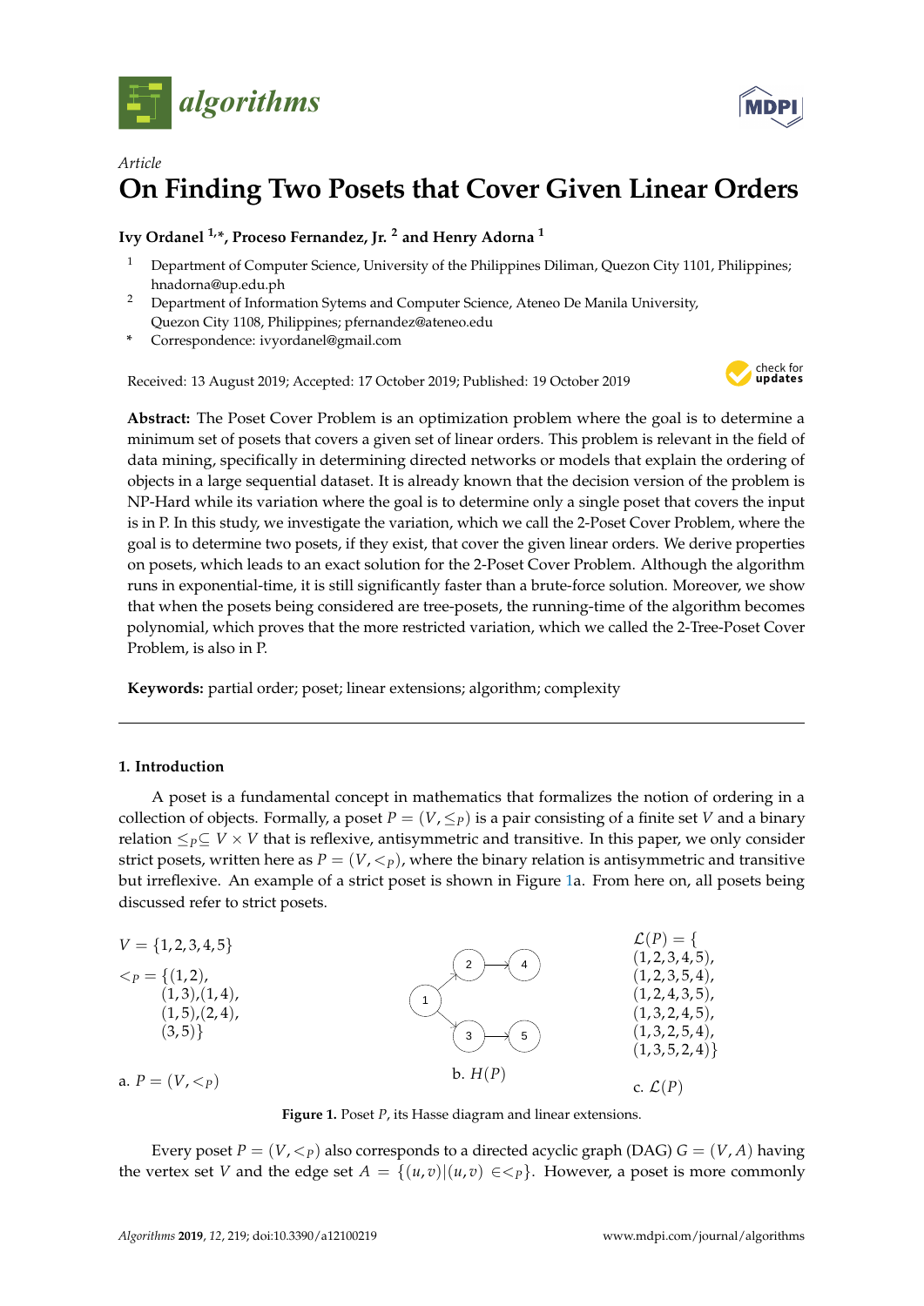# On Finding Two Posets that Cover Given Linear Orders

**Ivy Ordanel [1,*], Proceso Fernandez, Jr. [2] and Henry Adorna [1]**

[1] Department of Computer Science, University of the Philippines Diliman, Quezon City 1101, Philippines; hnadorna@up.edu.ph

[2] Department of Information Sytems and Computer Science, Ateneo De Manila University, Quezon City 1108, Philippines; pfernandez@ateneo.edu

\* Correspondence: ivyordanel@gmail.com

Received: 13 August 2019; Accepted: 17 October 2019; Published: 19 October 2019

**Abstract:** The Poset Cover Problem is an optimization problem where the goal is to determine a minimum set of posets that covers a given set of linear orders. This problem is relevant in the field of data mining, specifically in determining directed networks or models that explain the ordering of objects in a large sequential dataset. It is already known that the decision version of the problem is NP-Hard while its variation where the goal is to determine only a single poset that covers the input is in P. In this study, we investigate the variation, which we call the 2-Poset Cover Problem, where the goal is to determine two posets, if they exist, that cover the given linear orders. We derive properties on posets, which leads to an exact solution for the 2-Poset Cover Problem. Although the algorithm runs in exponential-time, it is still significantly faster than a brute-force solution. Moreover, we show that when the posets being considered are tree-posets, the running-time of the algorithm becomes polynomial, which proves that the more restricted variation, which we called the 2-Tree-Poset Cover Problem, is also in P.

**Keywords:** partial order; poset; linear extensions; algorithm; complexity

## 1. Introduction

A poset is a fundamental concept in mathematics that formalizes the notion of ordering in a collection of objects. Formally, a poset $P = (V, \leq_P)$ is a pair consisting of a finite set $V$ and a binary relation $\leq_P \subseteq V \times V$ that is reflexive, antisymmetric and transitive. In this paper, we only consider strict posets, written here as $P = (V, <_P)$, where the binary relation is antisymmetric and transitive but irreflexive. An example of a strict poset is shown in Figure 1a. From here on, all posets being discussed refer to strict posets.

a. $P = (V, <_P)$:

$V = \{1,2,3,4,5\}$

$<_P = \{(1,2), (1,3),(1,4), (1,5),(2,4), (3,5)\}$

b. $H(P)$

c. $\mathcal{L}(P)$:

$\mathcal{L}(P) = \{ (1,2,3,4,5), (1,2,3,5,4), (1,2,4,3,5), (1,3,2,4,5), (1,3,2,5,4), (1,3,5,2,4)\}$

**Figure 1.** Poset $P$, its Hasse diagram and linear extensions.

Every poset $P = (V, <_P)$ also corresponds to a directed acyclic graph (DAG) $G = (V, A)$ having the vertex set $V$ and the edge set $A = \{(u, v)|(u, v) \in <_P\}$. However, a poset is more commonly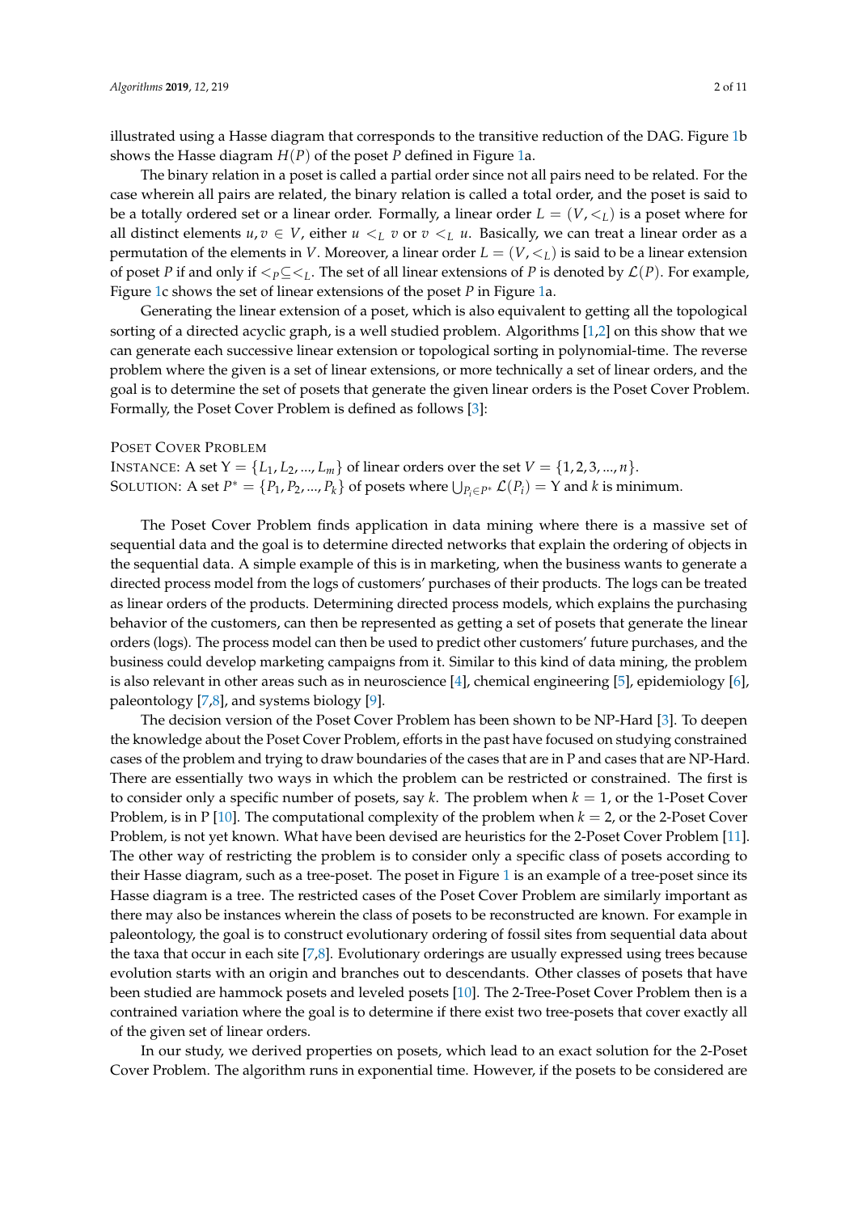illustrated using a Hasse diagram that corresponds to the transitive reduction of the DAG. Figure 1b shows the Hasse diagram $H(P)$ of the poset $P$ defined in Figure 1a.

The binary relation in a poset is called a partial order since not all pairs need to be related. For the case wherein all pairs are related, the binary relation is called a total order, and the poset is said to be a totally ordered set or a linear order. Formally, a linear order $L = (V, <_L)$ is a poset where for all distinct elements $u, v \in V$, either $u <_L v$ or $v <_L u$. Basically, we can treat a linear order as a permutation of the elements in $V$. Moreover, a linear order $L = (V, <_L)$ is said to be a linear extension of poset $P$ if and only if $<_P \subseteq <_L$. The set of all linear extensions of $P$ is denoted by $\mathcal{L}(P)$. For example, Figure 1c shows the set of linear extensions of the poset $P$ in Figure 1a.

Generating the linear extension of a poset, which is also equivalent to getting all the topological sorting of a directed acyclic graph, is a well studied problem. Algorithms [1,2] on this show that we can generate each successive linear extension or topological sorting in polynomial-time. The reverse problem where the given is a set of linear extensions, or more technically a set of linear orders, and the goal is to determine the set of posets that generate the given linear orders is the Poset Cover Problem. Formally, the Poset Cover Problem is defined as follows [3]:

Poset Cover Problem
Instance: A set $\Upsilon = \{L_1, L_2, ..., L_m\}$ of linear orders over the set $V = \{1, 2, 3, ..., n\}$.
Solution: A set $P^* = \{P_1, P_2, ..., P_k\}$ of posets where $\bigcup_{P_i \in P^*} \mathcal{L}(P_i) = \Upsilon$ and $k$ is minimum.

The Poset Cover Problem finds application in data mining where there is a massive set of sequential data and the goal is to determine directed networks that explain the ordering of objects in the sequential data. A simple example of this is in marketing, when the business wants to generate a directed process model from the logs of customers' purchases of their products. The logs can be treated as linear orders of the products. Determining directed process models, which explains the purchasing behavior of the customers, can then be represented as getting a set of posets that generate the linear orders (logs). The process model can then be used to predict other customers' future purchases, and the business could develop marketing campaigns from it. Similar to this kind of data mining, the problem is also relevant in other areas such as in neuroscience [4], chemical engineering [5], epidemiology [6], paleontology [7,8], and systems biology [9].

The decision version of the Poset Cover Problem has been shown to be NP-Hard [3]. To deepen the knowledge about the Poset Cover Problem, efforts in the past have focused on studying constrained cases of the problem and trying to draw boundaries of the cases that are in P and cases that are NP-Hard. There are essentially two ways in which the problem can be restricted or constrained. The first is to consider only a specific number of posets, say $k$. The problem when $k = 1$, or the 1-Poset Cover Problem, is in P [10]. The computational complexity of the problem when $k = 2$, or the 2-Poset Cover Problem, is not yet known. What have been devised are heuristics for the 2-Poset Cover Problem [11]. The other way of restricting the problem is to consider only a specific class of posets according to their Hasse diagram, such as a tree-poset. The poset in Figure 1 is an example of a tree-poset since its Hasse diagram is a tree. The restricted cases of the Poset Cover Problem are similarly important as there may also be instances wherein the class of posets to be reconstructed are known. For example in paleontology, the goal is to construct evolutionary ordering of fossil sites from sequential data about the taxa that occur in each site [7,8]. Evolutionary orderings are usually expressed using trees because evolution starts with an origin and branches out to descendants. Other classes of posets that have been studied are hammock posets and leveled posets [10]. The 2-Tree-Poset Cover Problem then is a contrained variation where the goal is to determine if there exist two tree-posets that cover exactly all of the given set of linear orders.

In our study, we derived properties on posets, which lead to an exact solution for the 2-Poset Cover Problem. The algorithm runs in exponential time. However, if the posets to be considered are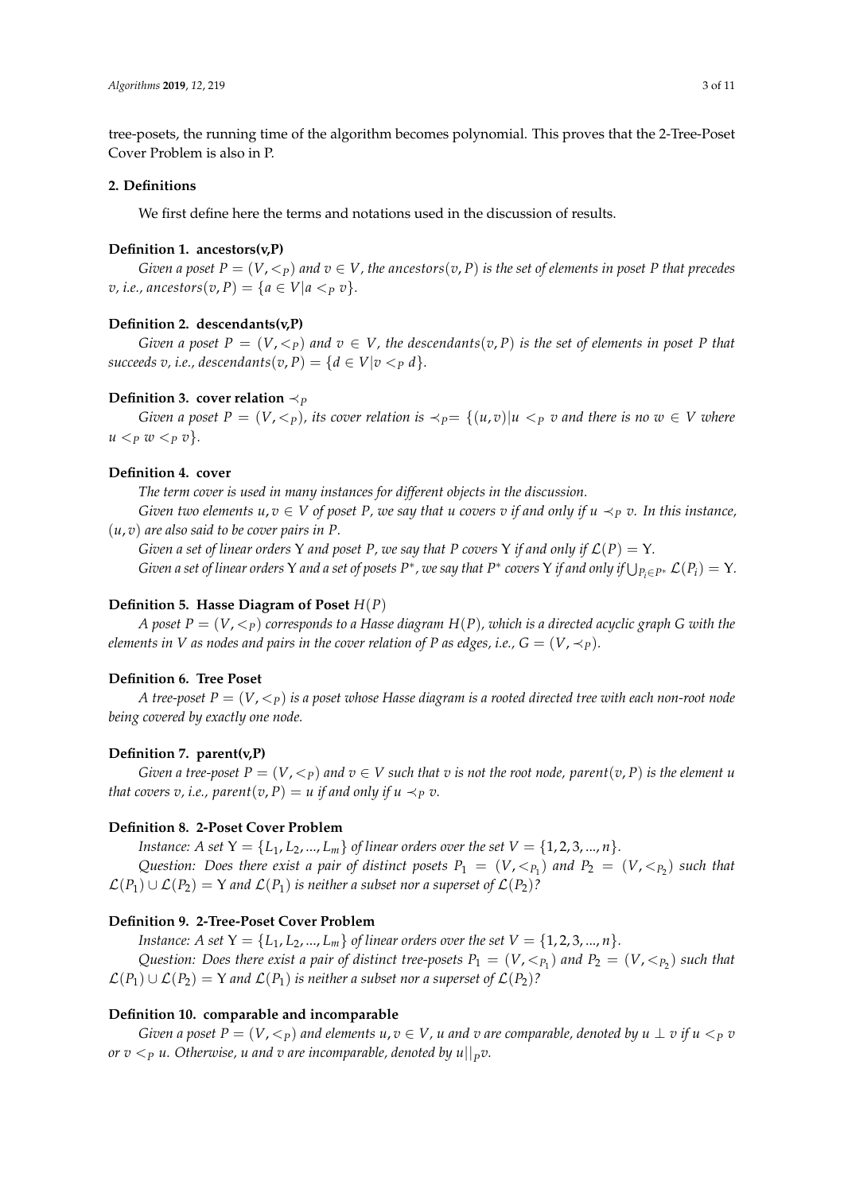tree-posets, the running time of the algorithm becomes polynomial. This proves that the 2-Tree-Poset Cover Problem is also in P.

## 2. Definitions

We first define here the terms and notations used in the discussion of results.

**Definition 1. ancestors(v,P)**

*Given a poset $P = (V, <_P)$ and $v \in V$, the $ancestors(v, P)$ is the set of elements in poset $P$ that precedes $v$, i.e., $ancestors(v, P) = \{a \in V | a <_P v\}$.*

**Definition 2. descendants(v,P)**

*Given a poset $P = (V, <_P)$ and $v \in V$, the $descendants(v, P)$ is the set of elements in poset $P$ that succeeds $v$, i.e., $descendants(v, P) = \{d \in V | v <_P d\}$.*

**Definition 3. cover relation $\prec_P$**

*Given a poset $P = (V, <_P)$, its cover relation is $\prec_P = \{(u, v) | u <_P v$ and there is no $w \in V$ where $u <_P w <_P v\}$.*

**Definition 4. cover**

*The term cover is used in many instances for different objects in the discussion.*

*Given two elements $u, v \in V$ of poset $P$, we say that $u$ covers $v$ if and only if $u \prec_P v$. In this instance, $(u, v)$ are also said to be cover pairs in $P$.*

*Given a set of linear orders $\Upsilon$ and poset $P$, we say that $P$ covers $\Upsilon$ if and only if $\mathcal{L}(P) = \Upsilon$.*

*Given a set of linear orders $\Upsilon$ and a set of posets $P^*$, we say that $P^*$ covers $\Upsilon$ if and only if $\bigcup_{P_i \in P^*} \mathcal{L}(P_i) = \Upsilon$.*

**Definition 5. Hasse Diagram of Poset $H(P)$**

*A poset $P = (V, <_P)$ corresponds to a Hasse diagram $H(P)$, which is a directed acyclic graph $G$ with the elements in $V$ as nodes and pairs in the cover relation of $P$ as edges, i.e., $G = (V, \prec_P)$.*

**Definition 6. Tree Poset**

*A tree-poset $P = (V, <_P)$ is a poset whose Hasse diagram is a rooted directed tree with each non-root node being covered by exactly one node.*

**Definition 7. parent(v,P)**

*Given a tree-poset $P = (V, <_P)$ and $v \in V$ such that $v$ is not the root node, $parent(v, P)$ is the element $u$ that covers $v$, i.e., $parent(v, P) = u$ if and only if $u \prec_P v$.*

**Definition 8. 2-Poset Cover Problem**

*Instance: A set $\Upsilon = \{L_1, L_2, ..., L_m\}$ of linear orders over the set $V = \{1, 2, 3, ..., n\}$.*

*Question: Does there exist a pair of distinct posets $P_1 = (V, <_{P_1})$ and $P_2 = (V, <_{P_2})$ such that $\mathcal{L}(P_1) \cup \mathcal{L}(P_2) = \Upsilon$ and $\mathcal{L}(P_1)$ is neither a subset nor a superset of $\mathcal{L}(P_2)$?*

**Definition 9. 2-Tree-Poset Cover Problem**

*Instance: A set $\Upsilon = \{L_1, L_2, ..., L_m\}$ of linear orders over the set $V = \{1, 2, 3, ..., n\}$.*

*Question: Does there exist a pair of distinct tree-posets $P_1 = (V, <_{P_1})$ and $P_2 = (V, <_{P_2})$ such that $\mathcal{L}(P_1) \cup \mathcal{L}(P_2) = \Upsilon$ and $\mathcal{L}(P_1)$ is neither a subset nor a superset of $\mathcal{L}(P_2)$?*

**Definition 10. comparable and incomparable**

*Given a poset $P = (V, <_P)$ and elements $u, v \in V$, $u$ and $v$ are comparable, denoted by $u \perp v$ if $u <_P v$ or $v <_P u$. Otherwise, $u$ and $v$ are incomparable, denoted by $u ||_P v$.*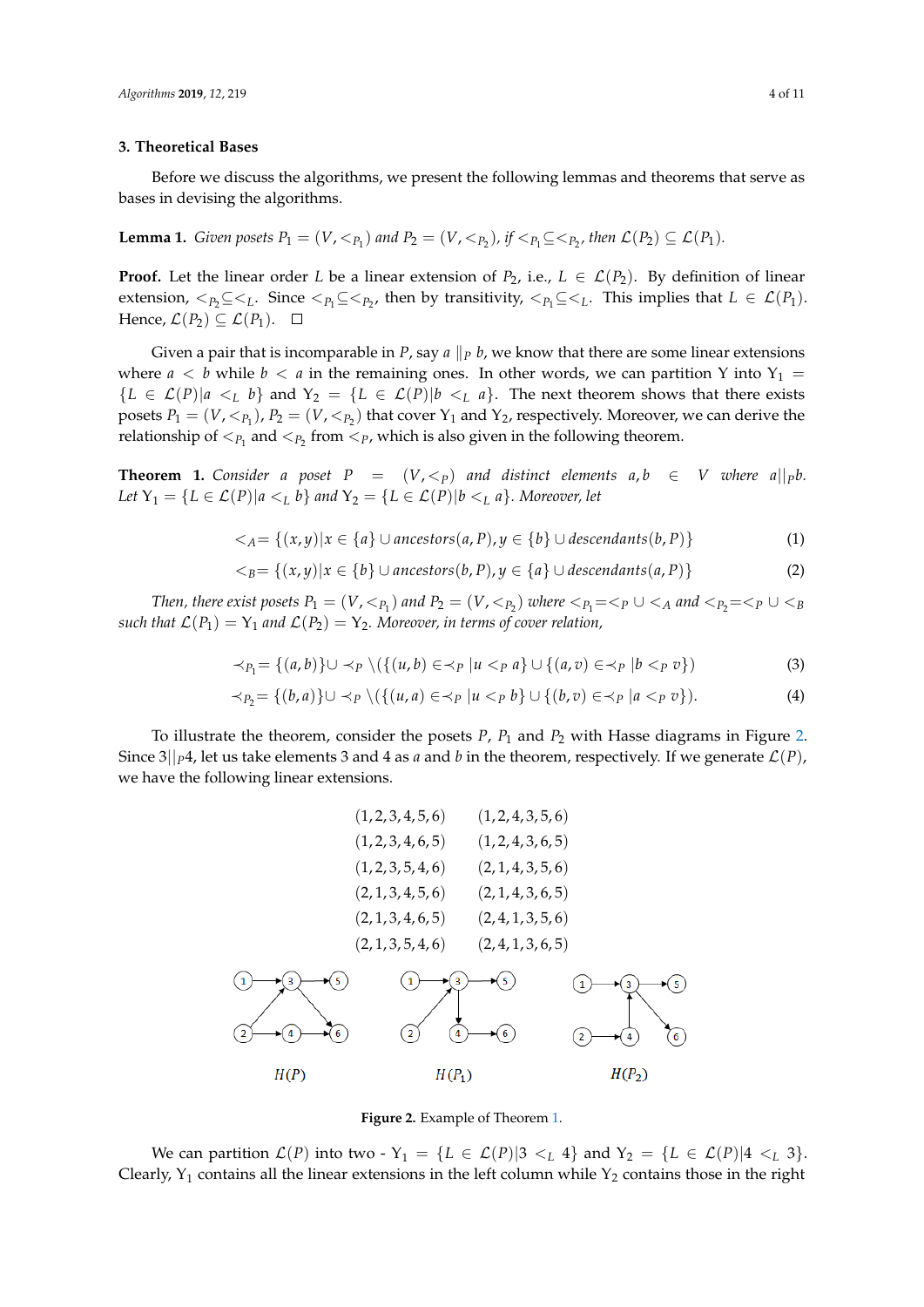## 3. Theoretical Bases

Before we discuss the algorithms, we present the following lemmas and theorems that serve as bases in devising the algorithms.

**Lemma 1.** *Given posets $P_1 = (V, <_{P_1})$ and $P_2 = (V, <_{P_2})$, if $<_{P_1} \subseteq <_{P_2}$, then $\mathcal{L}(P_2) \subseteq \mathcal{L}(P_1)$.*

**Proof.** Let the linear order $L$ be a linear extension of $P_2$, i.e., $L \in \mathcal{L}(P_2)$. By definition of linear extension, $<_{P_2} \subseteq <_L$. Since $<_{P_1} \subseteq <_{P_2}$, then by transitivity, $<_{P_1} \subseteq <_L$. This implies that $L \in \mathcal{L}(P_1)$. Hence, $\mathcal{L}(P_2) \subseteq \mathcal{L}(P_1)$. □

Given a pair that is incomparable in $P$, say $a \parallel_P b$, we know that there are some linear extensions where $a < b$ while $b < a$ in the remaining ones. In other words, we can partition $\Upsilon$ into $\Upsilon_1 = \{L \in \mathcal{L}(P) | a <_L b\}$ and $\Upsilon_2 = \{L \in \mathcal{L}(P) | b <_L a\}$. The next theorem shows that there exists posets $P_1 = (V, <_{P_1})$, $P_2 = (V, <_{P_2})$ that cover $\Upsilon_1$ and $\Upsilon_2$, respectively. Moreover, we can derive the relationship of $<_{P_1}$ and $<_{P_2}$ from $<_P$, which is also given in the following theorem.

**Theorem 1.** *Consider a poset $P = (V, <_P)$ and distinct elements $a, b \in V$ where $a || _P b$. Let $\Upsilon_1 = \{L \in \mathcal{L}(P) | a <_L b\}$ and $\Upsilon_2 = \{L \in \mathcal{L}(P) | b <_L a\}$. Moreover, let*

$$<_A = \{(x, y) | x \in \{a\} \cup ancestors(a, P), y \in \{b\} \cup descendants(b, P)\} \tag{1}$$

$$<_B = \{(x, y) | x \in \{b\} \cup ancestors(b, P), y \in \{a\} \cup descendants(a, P)\} \tag{2}$$

*Then, there exist posets $P_1 = (V, <_{P_1})$ and $P_2 = (V, <_{P_2})$ where $<_{P_1} = <_P \cup <_A$ and $<_{P_2} = <_P \cup <_B$ such that $\mathcal{L}(P_1) = \Upsilon_1$ and $\mathcal{L}(P_2) = \Upsilon_2$. Moreover, in terms of cover relation,*

$$\prec_{P_1} = \{(a, b)\} \cup \prec_P \setminus (\{(u, b) \in \prec_P | u <_P a\} \cup \{(a, v) \in \prec_P | b <_P v\}) \tag{3}$$

$$\prec_{P_2} = \{(b, a)\} \cup \prec_P \setminus (\{(u, a) \in \prec_P | u <_P b\} \cup \{(b, v) \in \prec_P | a <_P v\}). \tag{4}$$

To illustrate the theorem, consider the posets $P$, $P_1$ and $P_2$ with Hasse diagrams in Figure 2. Since $3 || _P 4$, let us take elements 3 and 4 as $a$ and $b$ in the theorem, respectively. If we generate $\mathcal{L}(P)$, we have the following linear extensions.

$$
\begin{array}{ll}
(1,2,3,4,5,6) & (1,2,4,3,5,6) \\
(1,2,3,4,6,5) & (1,2,4,3,6,5) \\
(1,2,3,5,4,6) & (2,1,4,3,5,6) \\
(2,1,3,4,5,6) & (2,1,4,3,6,5) \\
(2,1,3,4,6,5) & (2,4,1,3,5,6) \\
(2,1,3,5,4,6) & (2,4,1,3,6,5)
\end{array}
$$

**Figure 2.** Example of Theorem 1.

We can partition $\mathcal{L}(P)$ into two - $\Upsilon_1 = \{L \in \mathcal{L}(P) | 3 <_L 4\}$ and $\Upsilon_2 = \{L \in \mathcal{L}(P) | 4 <_L 3\}$. Clearly, $\Upsilon_1$ contains all the linear extensions in the left column while $\Upsilon_2$ contains those in the right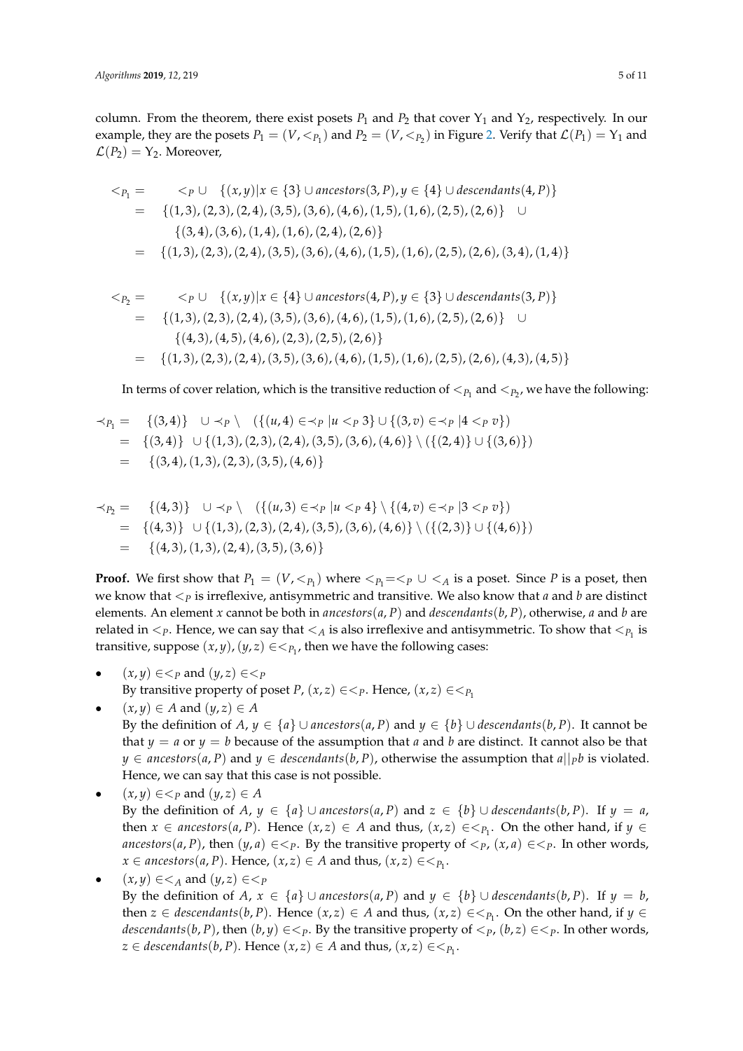column. From the theorem, there exist posets $P_1$ and $P_2$ that cover $\Upsilon_1$ and $\Upsilon_2$, respectively. In our example, they are the posets $P_1 = (V, <_{P_1})$ and $P_2 = (V, <_{P_2})$ in Figure 2. Verify that $\mathcal{L}(P_1) = \Upsilon_1$ and $\mathcal{L}(P_2) = \Upsilon_2$. Moreover,

$$
\begin{aligned}
<_{P_1} = &\quad <_P \cup \;\; \{(x,y) | x \in \{3\} \cup \mathit{ancestors}(3,P), y \in \{4\} \cup \mathit{descendants}(4,P)\} \\
= &\quad \{(1,3),(2,3),(2,4),(3,5),(3,6),(4,6),(1,5),(1,6),(2,5),(2,6)\} \;\; \cup \\
&\quad \{(3,4),(3,6),(1,4),(1,6),(2,4),(2,6)\} \\
= &\quad \{(1,3),(2,3),(2,4),(3,5),(3,6),(4,6),(1,5),(1,6),(2,5),(2,6),(3,4),(1,4)\}
\end{aligned}
$$

$$
\begin{aligned}
<_{P_2} = &\quad <_P \cup \;\; \{(x,y) | x \in \{4\} \cup \mathit{ancestors}(4,P), y \in \{3\} \cup \mathit{descendants}(3,P)\} \\
= &\quad \{(1,3),(2,3),(2,4),(3,5),(3,6),(4,6),(1,5),(1,6),(2,5),(2,6)\} \;\; \cup \\
&\quad \{(4,3),(4,5),(4,6),(2,3),(2,5),(2,6)\} \\
= &\quad \{(1,3),(2,3),(2,4),(3,5),(3,6),(4,6),(1,5),(1,6),(2,5),(2,6),(4,3),(4,5)\}
\end{aligned}
$$

In terms of cover relation, which is the transitive reduction of $<_{P_1}$ and $<_{P_2}$, we have the following:

$$
\begin{aligned}
\prec_{P_1} = &\quad \{(3,4)\} \;\; \cup \prec_P \setminus \;\; (\{(u,4) \in \prec_P | u <_P 3\} \cup \{(3,v) \in \prec_P | 4 <_P v\}) \\
= &\quad \{(3,4)\} \;\; \cup \{(1,3),(2,3),(2,4),(3,5),(3,6),(4,6)\} \setminus (\{(2,4)\} \cup \{(3,6)\}) \\
= &\quad \{(3,4),(1,3),(2,3),(3,5),(4,6)\}
\end{aligned}
$$

$$
\begin{aligned}
\prec_{P_2} = &\quad \{(4,3)\} \;\; \cup \prec_P \setminus \;\; (\{(u,3) \in \prec_P | u <_P 4\} \setminus \{(4,v) \in \prec_P | 3 <_P v\}) \\
= &\quad \{(4,3)\} \;\; \cup \{(1,3),(2,3),(2,4),(3,5),(3,6),(4,6)\} \setminus (\{(2,3)\} \cup \{(4,6)\}) \\
= &\quad \{(4,3),(1,3),(2,4),(3,5),(3,6)\}
\end{aligned}
$$

**Proof.** We first show that $P_1 = (V, <_{P_1})$ where $<_{P_1} = <_P \cup <_A$ is a poset. Since $P$ is a poset, then we know that $<_P$ is irreflexive, antisymmetric and transitive. We also know that $a$ and $b$ are distinct elements. An element $x$ cannot be both in $\mathit{ancestors}(a,P)$ and $\mathit{descendants}(b,P)$, otherwise, $a$ and $b$ are related in $<_P$. Hence, we can say that $<_A$ is also irreflexive and antisymmetric. To show that $<_{P_1}$ is transitive, suppose $(x,y),(y,z) \in <_{P_1}$, then we have the following cases:

- $(x,y) \in <_P$ and $(y,z) \in <_P$
  By transitive property of poset $P$, $(x,z) \in <_P$. Hence, $(x,z) \in <_{P_1}$
- $(x,y) \in A$ and $(y,z) \in A$
  By the definition of $A$, $y \in \{a\} \cup \mathit{ancestors}(a,P)$ and $y \in \{b\} \cup \mathit{descendants}(b,P)$. It cannot be that $y = a$ or $y = b$ because of the assumption that $a$ and $b$ are distinct. It cannot also be that $y \in \mathit{ancestors}(a,P)$ and $y \in \mathit{descendants}(b,P)$, otherwise the assumption that $a||_P b$ is violated. Hence, we can say that this case is not possible.
- $(x,y) \in <_P$ and $(y,z) \in A$
  By the definition of $A$, $y \in \{a\} \cup \mathit{ancestors}(a,P)$ and $z \in \{b\} \cup \mathit{descendants}(b,P)$. If $y = a$, then $x \in \mathit{ancestors}(a,P)$. Hence $(x,z) \in A$ and thus, $(x,z) \in <_{P_1}$. On the other hand, if $y \in \mathit{ancestors}(a,P)$, then $(y,a) \in <_P$. By the transitive property of $<_P$, $(x,a) \in <_P$. In other words, $x \in \mathit{ancestors}(a,P)$. Hence, $(x,z) \in A$ and thus, $(x,z) \in <_{P_1}$.
- $(x,y) \in <_A$ and $(y,z) \in <_P$
  By the definition of $A$, $x \in \{a\} \cup \mathit{ancestors}(a,P)$ and $y \in \{b\} \cup \mathit{descendants}(b,P)$. If $y = b$, then $z \in \mathit{descendants}(b,P)$. Hence $(x,z) \in A$ and thus, $(x,z) \in <_{P_1}$. On the other hand, if $y \in \mathit{descendants}(b,P)$, then $(b,y) \in <_P$. By the transitive property of $<_P$, $(b,z) \in <_P$. In other words, $z \in \mathit{descendants}(b,P)$. Hence $(x,z) \in A$ and thus, $(x,z) \in <_{P_1}$.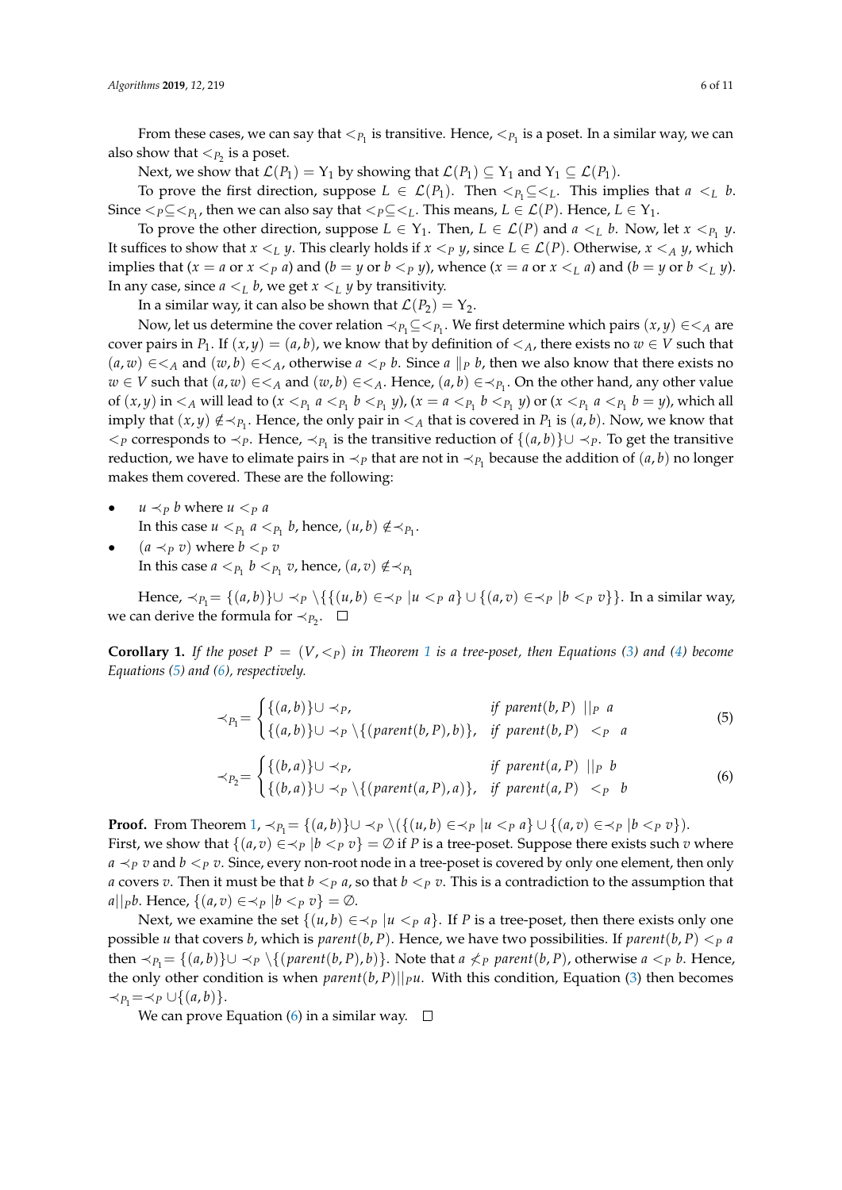From these cases, we can say that $<_{P_1}$ is transitive. Hence, $<_{P_1}$ is a poset. In a similar way, we can also show that $<_{P_2}$ is a poset.

Next, we show that $\mathcal{L}(P_1) = \Upsilon_1$ by showing that $\mathcal{L}(P_1) \subseteq \Upsilon_1$ and $\Upsilon_1 \subseteq \mathcal{L}(P_1)$.

To prove the first direction, suppose $L \in \mathcal{L}(P_1)$. Then $<_{P_1} \subseteq <_L$. This implies that $a <_L b$. Since $<_P \subseteq <_{P_1}$, then we can also say that $<_P \subseteq <_L$. This means, $L \in \mathcal{L}(P)$. Hence, $L \in \Upsilon_1$.

To prove the other direction, suppose $L \in \Upsilon_1$. Then, $L \in \mathcal{L}(P)$ and $a <_L b$. Now, let $x <_{P_1} y$. It suffices to show that $x <_L y$. This clearly holds if $x <_P y$, since $L \in \mathcal{L}(P)$. Otherwise, $x <_A y$, which implies that ($x = a$ or $x <_P a$) and ($b = y$ or $b <_P y$), whence ($x = a$ or $x <_L a$) and ($b = y$ or $b <_L y$). In any case, since $a <_L b$, we get $x <_L y$ by transitivity.

In a similar way, it can also be shown that $\mathcal{L}(P_2) = \Upsilon_2$.

Now, let us determine the cover relation $\prec_{P_1} \subseteq <_{P_1}$. We first determine which pairs $(x, y) \in <_A$ are cover pairs in $P_1$. If $(x, y) = (a, b)$, we know that by definition of $<_A$, there exists no $w \in V$ such that $(a, w) \in <_A$ and $(w, b) \in <_A$, otherwise $a <_P b$. Since $a \parallel_P b$, then we also know that there exists no $w \in V$ such that $(a, w) \in <_A$ and $(w, b) \in <_A$. Hence, $(a, b) \in \prec_{P_1}$. On the other hand, any other value of $(x, y)$ in $<_A$ will lead to ($x <_{P_1} a <_{P_1} b <_{P_1} y$), ($x = a <_{P_1} b <_{P_1} y$) or ($x <_{P_1} a <_{P_1} b = y$), which all imply that $(x, y) \notin \prec_{P_1}$. Hence, the only pair in $<_A$ that is covered in $P_1$ is $(a, b)$. Now, we know that $<_P$ corresponds to $\prec_P$. Hence, $\prec_{P_1}$ is the transitive reduction of $\{(a, b)\} \cup \prec_P$. To get the transitive reduction, we have to elimate pairs in $\prec_P$ that are not in $\prec_{P_1}$ because the addition of $(a, b)$ no longer makes them covered. These are the following:

- $u \prec_P b$ where $u <_P a$
  In this case $u <_{P_1} a <_{P_1} b$, hence, $(u, b) \notin \prec_{P_1}$.
- $(a \prec_P v)$ where $b <_P v$
  In this case $a <_{P_1} b <_{P_1} v$, hence, $(a, v) \notin \prec_{P_1}$

Hence, $\prec_{P_1} = \{(a, b)\} \cup \prec_P \setminus \{\{(u, b) \in \prec_P | u <_P a\} \cup \{(a, v) \in \prec_P | b <_P v\}\}$. In a similar way, we can derive the formula for $\prec_{P_2}$. □

**Corollary 1.** *If the poset $P = (V, <_P)$ in Theorem 1 is a tree-poset, then Equations (3) and (4) become Equations (5) and (6), respectively.*

$$\prec_{P_1} = \begin{cases} \{(a, b)\} \cup \prec_P, & \text{if } parent(b, P) \ ||_P \ a \\ \{(a, b)\} \cup \prec_P \setminus \{(parent(b, P), b)\}, & \text{if } parent(b, P) \ <_P \ a \end{cases} \tag{5}$$

$$\prec_{P_2} = \begin{cases} \{(b, a)\} \cup \prec_P, & \text{if } parent(a, P) \ ||_P \ b \\ \{(b, a)\} \cup \prec_P \setminus \{(parent(a, P), a)\}, & \text{if } parent(a, P) \ <_P \ b \end{cases} \tag{6}$$

**Proof.** From Theorem 1, $\prec_{P_1} = \{(a, b)\} \cup \prec_P \setminus (\{(u, b) \in \prec_P | u <_P a\} \cup \{(a, v) \in \prec_P | b <_P v\})$. First, we show that $\{(a, v) \in \prec_P | b <_P v\} = \emptyset$ if $P$ is a tree-poset. Suppose there exists such $v$ where $a \prec_P v$ and $b <_P v$. Since, every non-root node in a tree-poset is covered by only one element, then only $a$ covers $v$. Then it must be that $b <_P a$, so that $b <_P v$. This is a contradiction to the assumption that $a||_P b$. Hence, $\{(a, v) \in \prec_P | b <_P v\} = \emptyset$.

Next, we examine the set $\{(u, b) \in \prec_P | u <_P a\}$. If $P$ is a tree-poset, then there exists only one possible $u$ that covers $b$, which is $parent(b, P)$. Hence, we have two possibilities. If $parent(b, P) <_P a$ then $\prec_{P_1} = \{(a, b)\} \cup \prec_P \setminus \{(parent(b, P), b)\}$. Note that $a \not<_P parent(b, P)$, otherwise $a <_P b$. Hence, the only other condition is when $parent(b, P)||_P u$. With this condition, Equation (3) then becomes $\prec_{P_1} = \prec_P \cup \{(a, b)\}$.

We can prove Equation (6) in a similar way. □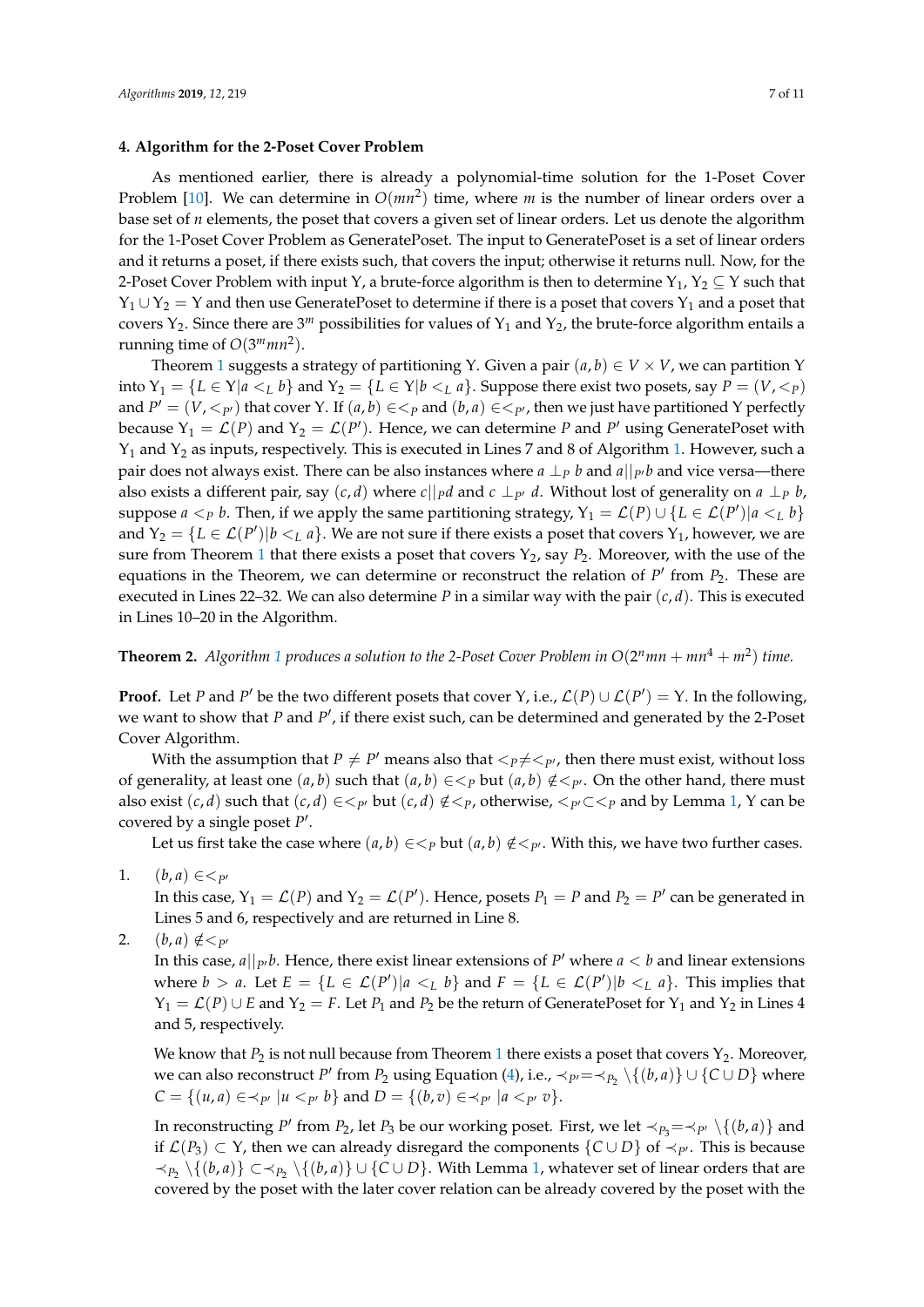### 4. Algorithm for the 2-Poset Cover Problem

As mentioned earlier, there is already a polynomial-time solution for the 1-Poset Cover Problem [10]. We can determine in $O(mn^2)$ time, where $m$ is the number of linear orders over a base set of $n$ elements, the poset that covers a given set of linear orders. Let us denote the algorithm for the 1-Poset Cover Problem as GeneratePoset. The input to GeneratePoset is a set of linear orders and it returns a poset, if there exists such, that covers the input; otherwise it returns null. Now, for the 2-Poset Cover Problem with input $\Upsilon$, a brute-force algorithm is then to determine $\Upsilon_1, \Upsilon_2 \subseteq \Upsilon$ such that $\Upsilon_1 \cup \Upsilon_2 = \Upsilon$ and then use GeneratePoset to determine if there is a poset that covers $\Upsilon_1$ and a poset that covers $\Upsilon_2$. Since there are $3^m$ possibilities for values of $\Upsilon_1$ and $\Upsilon_2$, the brute-force algorithm entails a running time of $O(3^m mn^2)$.

Theorem 1 suggests a strategy of partitioning $\Upsilon$. Given a pair $(a, b) \in V \times V$, we can partition $\Upsilon$ into $\Upsilon_1 = \{L \in \Upsilon | a <_L b\}$ and $\Upsilon_2 = \{L \in \Upsilon | b <_L a\}$. Suppose there exist two posets, say $P = (V, <_P)$ and $P' = (V, <_{P'})$ that cover $\Upsilon$. If $(a, b) \in <_P$ and $(b, a) \in <_{P'}$, then we just have partitioned $\Upsilon$ perfectly because $\Upsilon_1 = \mathcal{L}(P)$ and $\Upsilon_2 = \mathcal{L}(P')$. Hence, we can determine $P$ and $P'$ using GeneratePoset with $\Upsilon_1$ and $\Upsilon_2$ as inputs, respectively. This is executed in Lines 7 and 8 of Algorithm 1. However, such a pair does not always exist. There can be also instances where $a \perp_P b$ and $a||_{P'}b$ and vice versa—there also exists a different pair, say $(c, d)$ where $c||_P d$ and $c \perp_{P'} d$. Without lost of generality on $a \perp_P b$, suppose $a <_P b$. Then, if we apply the same partitioning strategy, $\Upsilon_1 = \mathcal{L}(P) \cup \{L \in \mathcal{L}(P') | a <_L b\}$ and $\Upsilon_2 = \{L \in \mathcal{L}(P') | b <_L a\}$. We are not sure if there exists a poset that covers $\Upsilon_1$, however, we are sure from Theorem 1 that there exists a poset that covers $\Upsilon_2$, say $P_2$. Moreover, with the use of the equations in the Theorem, we can determine or reconstruct the relation of $P'$ from $P_2$. These are executed in Lines 22–32. We can also determine $P$ in a similar way with the pair $(c, d)$. This is executed in Lines 10–20 in the Algorithm.

**Theorem 2.** *Algorithm 1 produces a solution to the 2-Poset Cover Problem in $O(2^n mn + mn^4 + m^2)$ time.*

**Proof.** Let $P$ and $P'$ be the two different posets that cover $\Upsilon$, i.e., $\mathcal{L}(P) \cup \mathcal{L}(P') = \Upsilon$. In the following, we want to show that $P$ and $P'$, if there exist such, can be determined and generated by the 2-Poset Cover Algorithm.

With the assumption that $P \neq P'$ means also that $<_P \neq <_{P'}$, then there must exist, without loss of generality, at least one $(a, b)$ such that $(a, b) \in <_P$ but $(a, b) \notin <_{P'}$. On the other hand, there must also exist $(c, d)$ such that $(c, d) \in <_{P'}$ but $(c, d) \notin <_P$, otherwise, $<_{P'} \subset <_P$ and by Lemma 1, $\Upsilon$ can be covered by a single poset $P'$.

Let us first take the case where $(a, b) \in <_P$ but $(a, b) \notin <_{P'}$. With this, we have two further cases.

1. $(b, a) \in <_{P'}$

   In this case, $\Upsilon_1 = \mathcal{L}(P)$ and $\Upsilon_2 = \mathcal{L}(P')$. Hence, posets $P_1 = P$ and $P_2 = P'$ can be generated in Lines 5 and 6, respectively and are returned in Line 8.

2. $(b, a) \notin <_{P'}$

   In this case, $a||_{P'}b$. Hence, there exist linear extensions of $P'$ where $a < b$ and linear extensions where $b > a$. Let $E = \{L \in \mathcal{L}(P') | a <_L b\}$ and $F = \{L \in \mathcal{L}(P') | b <_L a\}$. This implies that $\Upsilon_1 = \mathcal{L}(P) \cup E$ and $\Upsilon_2 = F$. Let $P_1$ and $P_2$ be the return of GeneratePoset for $\Upsilon_1$ and $\Upsilon_2$ in Lines 4 and 5, respectively.

   We know that $P_2$ is not null because from Theorem 1 there exists a poset that covers $\Upsilon_2$. Moreover, we can also reconstruct $P'$ from $P_2$ using Equation (4), i.e., $\prec_{P'} = \prec_{P_2} \setminus \{(b, a)\} \cup \{C \cup D\}$ where $C = \{(u, a) \in \prec_{P'} | u <_{P'} b\}$ and $D = \{(b, v) \in \prec_{P'} | a <_{P'} v\}$.

   In reconstructing $P'$ from $P_2$, let $P_3$ be our working poset. First, we let $\prec_{P_3} = \prec_{P'} \setminus \{(b, a)\}$ and if $\mathcal{L}(P_3) \subset \Upsilon$, then we can already disregard the components $\{C \cup D\}$ of $\prec_{P'}$. This is because $\prec_{P_2} \setminus \{(b, a)\} \subset \prec_{P_2} \setminus \{(b, a)\} \cup \{C \cup D\}$. With Lemma 1, whatever set of linear orders that are covered by the poset with the later cover relation can be already covered by the poset with the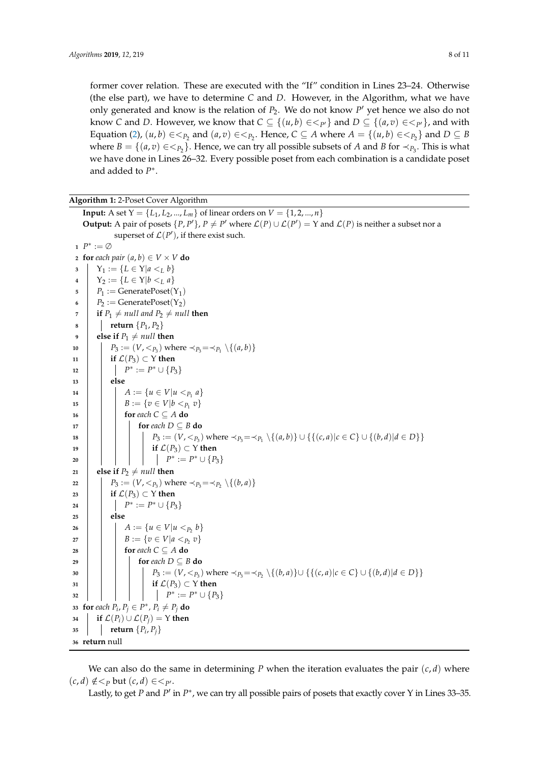former cover relation. These are executed with the "If" condition in Lines 23–24. Otherwise (the else part), we have to determine $C$ and $D$. However, in the Algorithm, what we have only generated and know is the relation of $P_2$. We do not know $P'$ yet hence we also do not know $C$ and $D$. However, we know that $C \subseteq \{(u,b) \in <_{P'}\}$ and $D \subseteq \{(a,v) \in <_{P'}\}$, and with Equation (2), $(u,b) \in <_{P_2}$ and $(a,v) \in <_{P_2}$. Hence, $C \subseteq A$ where $A = \{(u,b) \in <_{P_2}\}$ and $D \subseteq B$ where $B = \{(a,v) \in <_{P_2}\}$. Hence, we can try all possible subsets of $A$ and $B$ for $\prec_{P_3}$. This is what we have done in Lines 26–32. Every possible poset from each combination is a candidate poset and added to $P^*$.

**Algorithm 1:** 2-Poset Cover Algorithm

**Input:** A set $\Upsilon = \{L_1, L_2, ..., L_m\}$ of linear orders on $V = \{1, 2, ..., n\}$

**Output:** A pair of posets $\{P, P'\}$, $P \neq P'$ where $\mathcal{L}(P) \cup \mathcal{L}(P') = \Upsilon$ and $\mathcal{L}(P)$ is neither a subset nor a superset of $\mathcal{L}(P')$, if there exist such.

```
1  P* := ∅
2  for each pair (a, b) ∈ V × V do
3      Υ1 := {L ∈ Υ | a <_L b}
4      Υ2 := {L ∈ Υ | b <_L a}
5      P1 := GeneratePoset(Υ1)
6      P2 := GeneratePoset(Υ2)
7      if P1 ≠ null and P2 ≠ null then
8          return {P1, P2}
9      else if P1 ≠ null then
10         P3 := (V, <_P3) where ≺_P3 = ≺_P1 \ {(a, b)}
11         if L(P3) ⊂ Υ then
12             P* := P* ∪ {P3}
13         else
14             A := {u ∈ V | u <_P1 a}
15             B := {v ∈ V | b <_P1 v}
16             for each C ⊆ A do
17                 for each D ⊆ B do
18                     P3 := (V, <_P3) where ≺_P3 = ≺_P1 \ {(a, b)} ∪ {{(c, a) | c ∈ C} ∪ {(b, d) | d ∈ D}}
19                     if L(P3) ⊂ Υ then
20                         P* := P* ∪ {P3}
21     else if P2 ≠ null then
22         P3 := (V, <_P3) where ≺_P3 = ≺_P2 \ {(b, a)}
23         if L(P3) ⊂ Υ then
24             P* := P* ∪ {P3}
25         else
26             A := {u ∈ V | u <_P2 b}
27             B := {v ∈ V | a <_P2 v}
28             for each C ⊆ A do
29                 for each D ⊆ B do
30                     P3 := (V, <_P3) where ≺_P3 = ≺_P2 \ {(b, a)} ∪ {{(c, a) | c ∈ C} ∪ {(b, d) | d ∈ D}}
31                     if L(P3) ⊂ Υ then
32                         P* := P* ∪ {P3}
33 for each Pi, Pj ∈ P*, Pi ≠ Pj do
34     if L(Pi) ∪ L(Pj) = Υ then
35         return {Pi, Pj}
36 return null
```

We can also do the same in determining $P$ when the iteration evaluates the pair $(c,d)$ where $(c,d) \notin <_P$ but $(c,d) \in <_{P'}$.

Lastly, to get $P$ and $P'$ in $P^*$, we can try all possible pairs of posets that exactly cover $\Upsilon$ in Lines 33–35.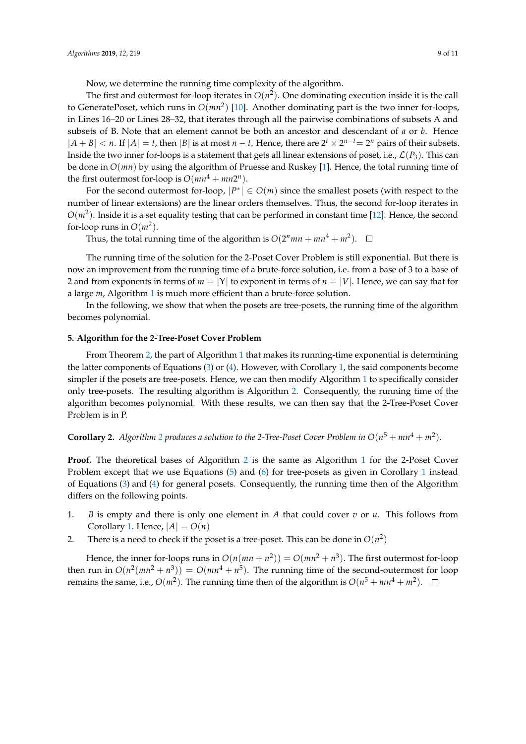Now, we determine the running time complexity of the algorithm.

The first and outermost for-loop iterates in $O(n^2)$. One dominating execution inside it is the call to GeneratePoset, which runs in $O(mn^2)$ [10]. Another dominating part is the two inner for-loops, in Lines 16–20 or Lines 28–32, that iterates through all the pairwise combinations of subsets A and subsets of B. Note that an element cannot be both an ancestor and descendant of $a$ or $b$. Hence $|A + B| < n$. If $|A| = t$, then $|B|$ is at most $n - t$. Hence, there are $2^t \times 2^{n-t} = 2^n$ pairs of their subsets. Inside the two inner for-loops is a statement that gets all linear extensions of poset, i.e., $\mathcal{L}(P_3)$. This can be done in $O(mn)$ by using the algorithm of Pruesse and Ruskey [1]. Hence, the total running time of the first outermost for-loop is $O(mn^4 + mn2^n)$.

For the second outermost for-loop, $|P^*| \in O(m)$ since the smallest posets (with respect to the number of linear extensions) are the linear orders themselves. Thus, the second for-loop iterates in $O(m^2)$. Inside it is a set equality testing that can be performed in constant time [12]. Hence, the second for-loop runs in $O(m^2)$.

Thus, the total running time of the algorithm is $O(2^n mn + mn^4 + m^2)$. □

The running time of the solution for the 2-Poset Cover Problem is still exponential. But there is now an improvement from the running time of a brute-force solution, i.e. from a base of 3 to a base of 2 and from exponents in terms of $m = |Y|$ to exponent in terms of $n = |V|$. Hence, we can say that for a large $m$, Algorithm 1 is much more efficient than a brute-force solution.

In the following, we show that when the posets are tree-posets, the running time of the algorithm becomes polynomial.

## 5. Algorithm for the 2-Tree-Poset Cover Problem

From Theorem 2, the part of Algorithm 1 that makes its running-time exponential is determining the latter components of Equations (3) or (4). However, with Corollary 1, the said components become simpler if the posets are tree-posets. Hence, we can then modify Algorithm 1 to specifically consider only tree-posets. The resulting algorithm is Algorithm 2. Consequently, the running time of the algorithm becomes polynomial. With these results, we can then say that the 2-Tree-Poset Cover Problem is in P.

**Corollary 2.** *Algorithm 2 produces a solution to the 2-Tree-Poset Cover Problem in $O(n^5 + mn^4 + m^2)$.*

**Proof.** The theoretical bases of Algorithm 2 is the same as Algorithm 1 for the 2-Poset Cover Problem except that we use Equations (5) and (6) for tree-posets as given in Corollary 1 instead of Equations (3) and (4) for general posets. Consequently, the running time then of the Algorithm differs on the following points.

1. $B$ is empty and there is only one element in $A$ that could cover $v$ or $u$. This follows from Corollary 1. Hence, $|A| = O(n)$
2. There is a need to check if the poset is a tree-poset. This can be done in $O(n^2)$

Hence, the inner for-loops runs in $O(n(mn + n^2)) = O(mn^2 + n^3)$. The first outermost for-loop then run in $O(n^2(mn^2 + n^3)) = O(mn^4 + n^5)$. The running time of the second-outermost for loop remains the same, i.e., $O(m^2)$. The running time then of the algorithm is $O(n^5 + mn^4 + m^2)$. □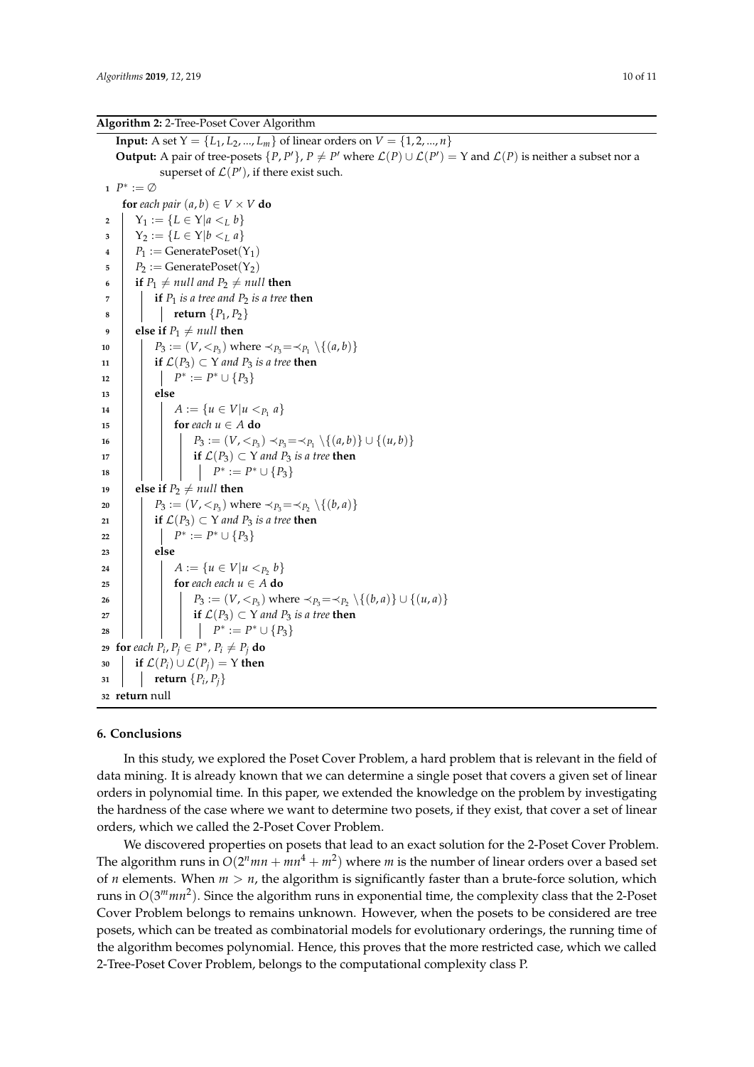**Algorithm 2:** 2-Tree-Poset Cover Algorithm

```
Input: A set Υ = {L_1, L_2, ..., L_m} of linear orders on V = {1, 2, ..., n}
Output: A pair of tree-posets {P, P'}, P ≠ P' where L(P) ∪ L(P') = Υ and L(P) is neither a subset nor a
        superset of L(P'), if there exist such.
1  P* := ∅
   for each pair (a, b) ∈ V × V do
2      Υ_1 := {L ∈ Υ | a <_L b}
3      Υ_2 := {L ∈ Υ | b <_L a}
4      P_1 := GeneratePoset(Υ_1)
5      P_2 := GeneratePoset(Υ_2)
6      if P_1 ≠ null and P_2 ≠ null then
7          if P_1 is a tree and P_2 is a tree then
8              return {P_1, P_2}
9      else if P_1 ≠ null then
10         P_3 := (V, <_{P_3}) where ≺_{P_3} = ≺_{P_1} \ {(a, b)}
11         if L(P_3) ⊂ Υ and P_3 is a tree then
12             P* := P* ∪ {P_3}
13         else
14             A := {u ∈ V | u <_{P_1} a}
15             for each u ∈ A do
16                 P_3 := (V, <_{P_3}) ≺_{P_3} = ≺_{P_1} \ {(a, b)} ∪ {(u, b)}
17                 if L(P_3) ⊂ Υ and P_3 is a tree then
18                     P* := P* ∪ {P_3}
19     else if P_2 ≠ null then
20         P_3 := (V, <_{P_3}) where ≺_{P_3} = ≺_{P_2} \ {(b, a)}
21         if L(P_3) ⊂ Υ and P_3 is a tree then
22             P* := P* ∪ {P_3}
23         else
24             A := {u ∈ V | u <_{P_2} b}
25             for each each u ∈ A do
26                 P_3 := (V, <_{P_3}) where ≺_{P_3} = ≺_{P_2} \ {(b, a)} ∪ {(u, a)}
27                 if L(P_3) ⊂ Υ and P_3 is a tree then
28                     P* := P* ∪ {P_3}
29 for each P_i, P_j ∈ P*, P_i ≠ P_j do
30     if L(P_i) ∪ L(P_j) = Υ then
31         return {P_i, P_j}
32 return null
```

## 6. Conclusions

In this study, we explored the Poset Cover Problem, a hard problem that is relevant in the field of data mining. It is already known that we can determine a single poset that covers a given set of linear orders in polynomial time. In this paper, we extended the knowledge on the problem by investigating the hardness of the case where we want to determine two posets, if they exist, that cover a set of linear orders, which we called the 2-Poset Cover Problem.

We discovered properties on posets that lead to an exact solution for the 2-Poset Cover Problem. The algorithm runs in $O(2^n mn + mn^4 + m^2)$ where $m$ is the number of linear orders over a based set of $n$ elements. When $m > n$, the algorithm is significantly faster than a brute-force solution, which runs in $O(3^m mn^2)$. Since the algorithm runs in exponential time, the complexity class that the 2-Poset Cover Problem belongs to remains unknown. However, when the posets to be considered are tree posets, which can be treated as combinatorial models for evolutionary orderings, the running time of the algorithm becomes polynomial. Hence, this proves that the more restricted case, which we called 2-Tree-Poset Cover Problem, belongs to the computational complexity class P.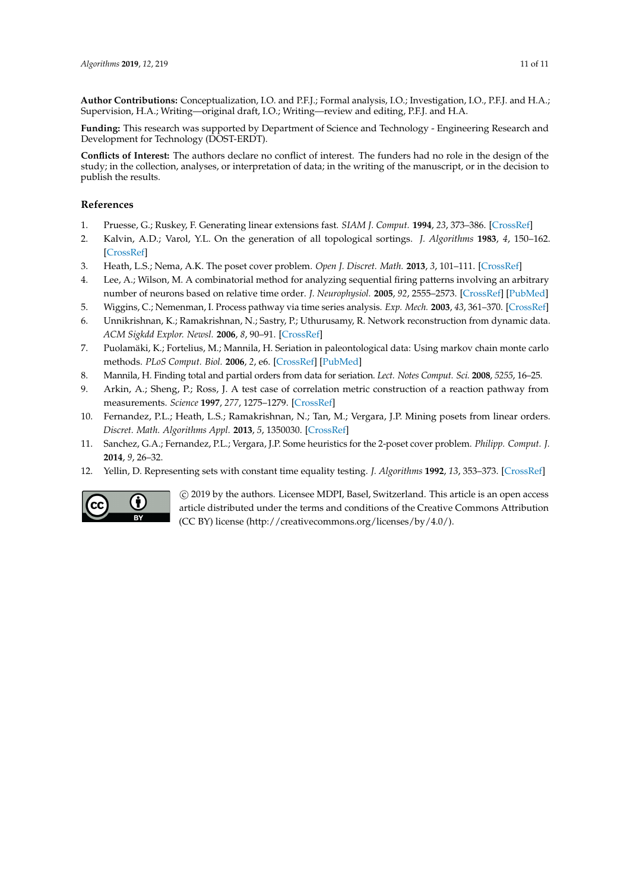**Author Contributions:** Conceptualization, I.O. and P.F.J.; Formal analysis, I.O.; Investigation, I.O., P.F.J. and H.A.; Supervision, H.A.; Writing—original draft, I.O.; Writing—review and editing, P.F.J. and H.A.

**Funding:** This research was supported by Department of Science and Technology - Engineering Research and Development for Technology (DOST-ERDT).

**Conflicts of Interest:** The authors declare no conflict of interest. The funders had no role in the design of the study; in the collection, analyses, or interpretation of data; in the writing of the manuscript, or in the decision to publish the results.

## References

1. Pruesse, G.; Ruskey, F. Generating linear extensions fast. *SIAM J. Comput.* **1994**, *23*, 373–386. [CrossRef]
2. Kalvin, A.D.; Varol, Y.L. On the generation of all topological sortings. *J. Algorithms* **1983**, *4*, 150–162. [CrossRef]
3. Heath, L.S.; Nema, A.K. The poset cover problem. *Open J. Discret. Math.* **2013**, *3*, 101–111. [CrossRef]
4. Lee, A.; Wilson, M. A combinatorial method for analyzing sequential firing patterns involving an arbitrary number of neurons based on relative time order. *J. Neurophysiol.* **2005**, *92*, 2555–2573. [CrossRef] [PubMed]
5. Wiggins, C.; Nemenman, I. Process pathway via time series analysis. *Exp. Mech.* **2003**, *43*, 361–370. [CrossRef]
6. Unnikrishnan, K.; Ramakrishnan, N.; Sastry, P.; Uthurusamy, R. Network reconstruction from dynamic data. *ACM Sigkdd Explor. Newsl.* **2006**, *8*, 90–91. [CrossRef]
7. Puolamäki, K.; Fortelius, M.; Mannila, H. Seriation in paleontological data: Using markov chain monte carlo methods. *PLoS Comput. Biol.* **2006**, *2*, e6. [CrossRef] [PubMed]
8. Mannila, H. Finding total and partial orders from data for seriation. *Lect. Notes Comput. Sci.* **2008**, *5255*, 16–25.
9. Arkin, A.; Sheng, P.; Ross, J. A test case of correlation metric construction of a reaction pathway from measurements. *Science* **1997**, *277*, 1275–1279. [CrossRef]
10. Fernandez, P.L.; Heath, L.S.; Ramakrishnan, N.; Tan, M.; Vergara, J.P. Mining posets from linear orders. *Discret. Math. Algorithms Appl.* **2013**, *5*, 1350030. [CrossRef]
11. Sanchez, G.A.; Fernandez, P.L.; Vergara, J.P. Some heuristics for the 2-poset cover problem. *Philipp. Comput. J.* **2014**, *9*, 26–32.
12. Yellin, D. Representing sets with constant time equality testing. *J. Algorithms* **1992**, *13*, 353–373. [CrossRef]

© 2019 by the authors. Licensee MDPI, Basel, Switzerland. This article is an open access article distributed under the terms and conditions of the Creative Commons Attribution (CC BY) license (http://creativecommons.org/licenses/by/4.0/).